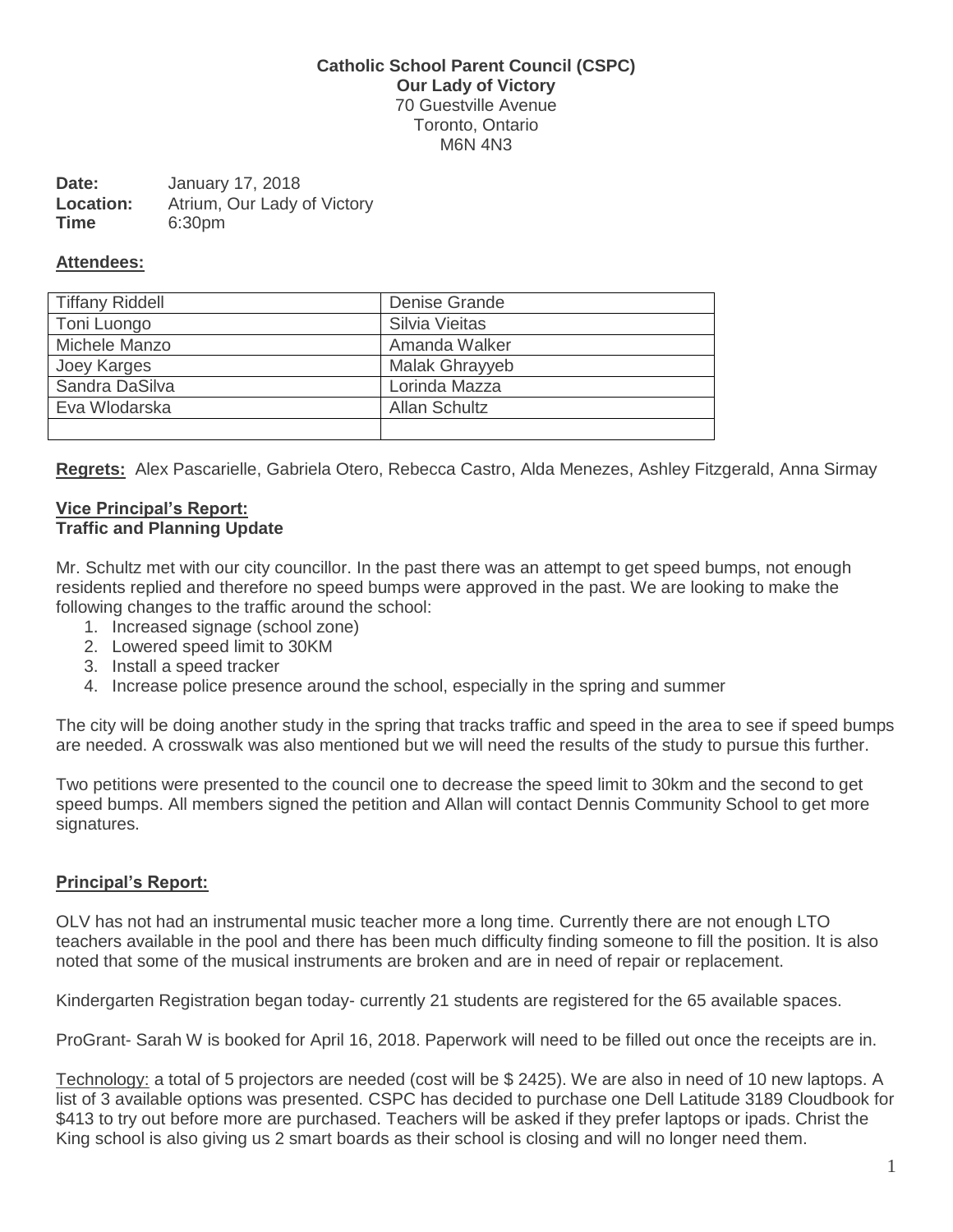**Catholic School Parent Council (CSPC)**
**Our Lady of Victory**
70 Guestville Avenue
Toronto, Ontario
M6N 4N3

**Date:** January 17, 2018
**Location:** Atrium, Our Lady of Victory
**Time** 6:30pm

**Attendees:**

| | |
|---|---|
| Tiffany Riddell | Denise Grande |
| Toni Luongo | Silvia Vieitas |
| Michele Manzo | Amanda Walker |
| Joey Karges | Malak Ghrayyeb |
| Sandra DaSilva | Lorinda Mazza |
| Eva Wlodarska | Allan Schultz |
| | |

**Regrets:** Alex Pascarielle, Gabriela Otero, Rebecca Castro, Alda Menezes, Ashley Fitzgerald, Anna Sirmay

**Vice Principal's Report:**
**Traffic and Planning Update**

Mr. Schultz met with our city councillor. In the past there was an attempt to get speed bumps, not enough residents replied and therefore no speed bumps were approved in the past. We are looking to make the following changes to the traffic around the school:

1. Increased signage (school zone)
2. Lowered speed limit to 30KM
3. Install a speed tracker
4. Increase police presence around the school, especially in the spring and summer

The city will be doing another study in the spring that tracks traffic and speed in the area to see if speed bumps are needed. A crosswalk was also mentioned but we will need the results of the study to pursue this further.

Two petitions were presented to the council one to decrease the speed limit to 30km and the second to get speed bumps. All members signed the petition and Allan will contact Dennis Community School to get more signatures.

**Principal's Report:**

OLV has not had an instrumental music teacher more a long time. Currently there are not enough LTO teachers available in the pool and there has been much difficulty finding someone to fill the position. It is also noted that some of the musical instruments are broken and are in need of repair or replacement.

Kindergarten Registration began today- currently 21 students are registered for the 65 available spaces.

ProGrant- Sarah W is booked for April 16, 2018. Paperwork will need to be filled out once the receipts are in.

Technology: a total of 5 projectors are needed (cost will be $ 2425). We are also in need of 10 new laptops. A list of 3 available options was presented. CSPC has decided to purchase one Dell Latitude 3189 Cloudbook for $413 to try out before more are purchased. Teachers will be asked if they prefer laptops or ipads. Christ the King school is also giving us 2 smart boards as their school is closing and will no longer need them.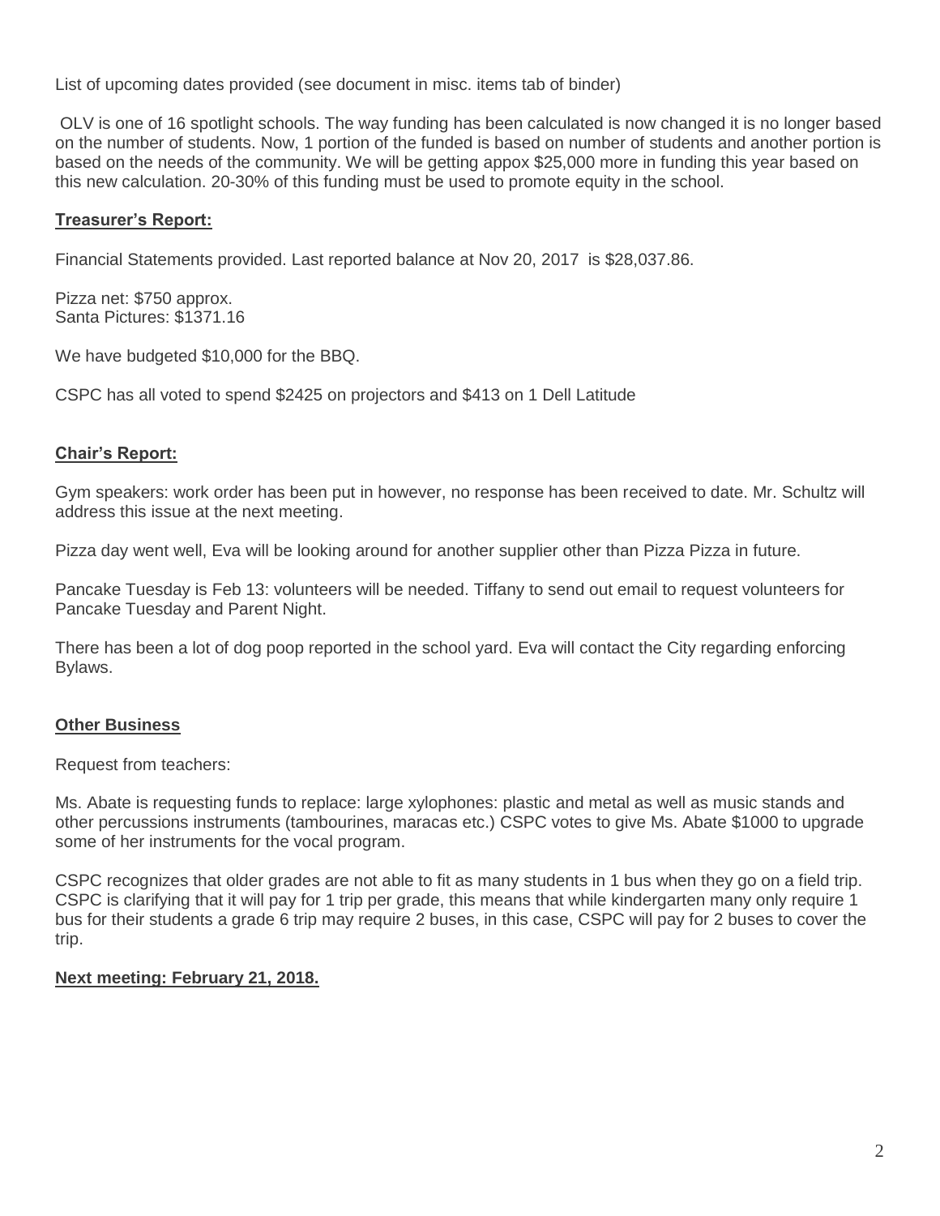List of upcoming dates provided (see document in misc. items tab of binder)

OLV is one of 16 spotlight schools. The way funding has been calculated is now changed it is no longer based on the number of students. Now, 1 portion of the funded is based on number of students and another portion is based on the needs of the community. We will be getting appox $25,000 more in funding this year based on this new calculation. 20-30% of this funding must be used to promote equity in the school.

**Treasurer's Report:**

Financial Statements provided. Last reported balance at Nov 20, 2017 is $28,037.86.

Pizza net: $750 approx.
Santa Pictures: $1371.16

We have budgeted $10,000 for the BBQ.

CSPC has all voted to spend $2425 on projectors and $413 on 1 Dell Latitude

**Chair's Report:**

Gym speakers: work order has been put in however, no response has been received to date. Mr. Schultz will address this issue at the next meeting.

Pizza day went well, Eva will be looking around for another supplier other than Pizza Pizza in future.

Pancake Tuesday is Feb 13: volunteers will be needed. Tiffany to send out email to request volunteers for Pancake Tuesday and Parent Night.

There has been a lot of dog poop reported in the school yard. Eva will contact the City regarding enforcing Bylaws.

**Other Business**

Request from teachers:

Ms. Abate is requesting funds to replace: large xylophones: plastic and metal as well as music stands and other percussions instruments (tambourines, maracas etc.) CSPC votes to give Ms. Abate $1000 to upgrade some of her instruments for the vocal program.

CSPC recognizes that older grades are not able to fit as many students in 1 bus when they go on a field trip. CSPC is clarifying that it will pay for 1 trip per grade, this means that while kindergarten many only require 1 bus for their students a grade 6 trip may require 2 buses, in this case, CSPC will pay for 2 buses to cover the trip.

**Next meeting: February 21, 2018.**